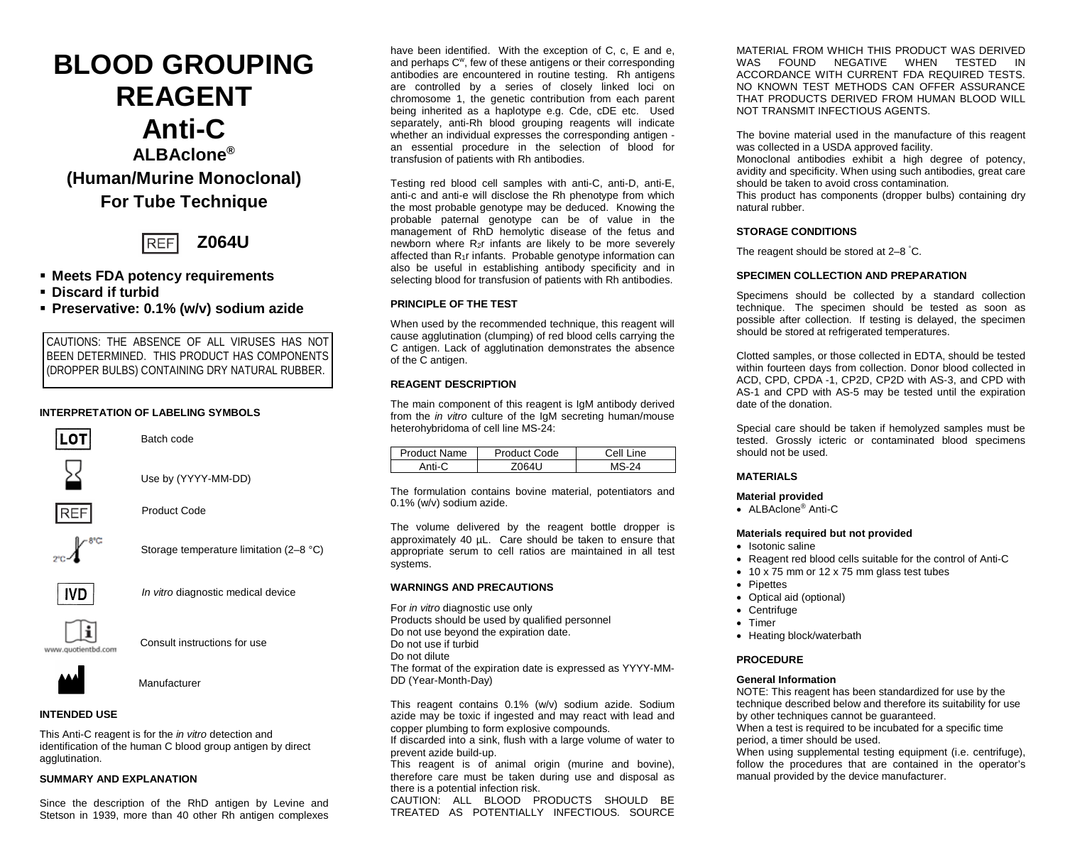# BLOOD GROUPING REAGENT

# Anti-C

### ALBAclone®

### (Human/Murine Monoclonal)

### For Tube Technique

REF **Z064U**

- **Meets FDA potency requirements**
- **Discard if turbid**
- **Preservative: 0.1% (w/v) sodium azide**

CAUTIONS: THE ABSENCE OF ALL VIRUSES HAS NOT BEEN DETERMINED. THIS PRODUCT HAS COMPONENTS (DROPPER BULBS) CONTAINING DRY NATURAL RUBBER.

#### INTERPRETATION OF LABELING SYMBOLS

| Symbol | Meaning |
|---|---|
| LOT | Batch code |
| (hourglass) | Use by (YYYY-MM-DD) |
| REF | Product Code |
| 2°C–8°C | Storage temperature limitation (2–8 °C) |
| IVD | *In vitro* diagnostic medical device |
| www.quotientbd.com | Consult instructions for use |
| (factory) | Manufacturer |

#### INTENDED USE

This Anti-C reagent is for the *in vitro* detection and identification of the human C blood group antigen by direct agglutination.

#### SUMMARY AND EXPLANATION

Since the description of the RhD antigen by Levine and Stetson in 1939, more than 40 other Rh antigen complexes have been identified. With the exception of C, c, E and e, and perhaps $C^w$, few of these antigens or their corresponding antibodies are encountered in routine testing. Rh antigens are controlled by a series of closely linked loci on chromosome 1, the genetic contribution from each parent being inherited as a haplotype e.g. Cde, cDE etc. Used separately, anti-Rh blood grouping reagents will indicate whether an individual expresses the corresponding antigen - an essential procedure in the selection of blood for transfusion of patients with Rh antibodies.

Testing red blood cell samples with anti-C, anti-D, anti-E, anti-c and anti-e will disclose the Rh phenotype from which the most probable genotype may be deduced. Knowing the probable paternal genotype can be of value in the management of RhD hemolytic disease of the fetus and newborn where $R_2r$ infants are likely to be more severely affected than $R_1r$ infants. Probable genotype information can also be useful in establishing antibody specificity and in selecting blood for transfusion of patients with Rh antibodies.

#### PRINCIPLE OF THE TEST

When used by the recommended technique, this reagent will cause agglutination (clumping) of red blood cells carrying the C antigen. Lack of agglutination demonstrates the absence of the C antigen.

#### REAGENT DESCRIPTION

The main component of this reagent is IgM antibody derived from the *in vitro* culture of the IgM secreting human/mouse heterohybridoma of cell line MS-24:

| Product Name | Product Code | Cell Line |
|---|---|---|
| Anti-C | Z064U | MS-24 |

The formulation contains bovine material, potentiators and 0.1% (w/v) sodium azide.

The volume delivered by the reagent bottle dropper is approximately 40 µL. Care should be taken to ensure that appropriate serum to cell ratios are maintained in all test systems.

#### WARNINGS AND PRECAUTIONS

For *in vitro* diagnostic use only
Products should be used by qualified personnel
Do not use beyond the expiration date.
Do not use if turbid
Do not dilute
The format of the expiration date is expressed as YYYY-MM-DD (Year-Month-Day)

This reagent contains 0.1% (w/v) sodium azide. Sodium azide may be toxic if ingested and may react with lead and copper plumbing to form explosive compounds.
If discarded into a sink, flush with a large volume of water to prevent azide build-up.
This reagent is of animal origin (murine and bovine), therefore care must be taken during use and disposal as there is a potential infection risk.
CAUTION: ALL BLOOD PRODUCTS SHOULD BE TREATED AS POTENTIALLY INFECTIOUS. SOURCE MATERIAL FROM WHICH THIS PRODUCT WAS DERIVED WAS FOUND NEGATIVE WHEN TESTED IN ACCORDANCE WITH CURRENT FDA REQUIRED TESTS. NO KNOWN TEST METHODS CAN OFFER ASSURANCE THAT PRODUCTS DERIVED FROM HUMAN BLOOD WILL NOT TRANSMIT INFECTIOUS AGENTS.

The bovine material used in the manufacture of this reagent was collected in a USDA approved facility.
Monoclonal antibodies exhibit a high degree of potency, avidity and specificity. When using such antibodies, great care should be taken to avoid cross contamination.
This product has components (dropper bulbs) containing dry natural rubber.

#### STORAGE CONDITIONS

The reagent should be stored at 2–8 °C.

#### SPECIMEN COLLECTION AND PREPARATION

Specimens should be collected by a standard collection technique. The specimen should be tested as soon as possible after collection. If testing is delayed, the specimen should be stored at refrigerated temperatures.

Clotted samples, or those collected in EDTA, should be tested within fourteen days from collection. Donor blood collected in ACD, CPD, CPDA -1, CP2D, CP2D with AS-3, and CPD with AS-1 and CPD with AS-5 may be tested until the expiration date of the donation.

Special care should be taken if hemolyzed samples must be tested. Grossly icteric or contaminated blood specimens should not be used.

#### MATERIALS

**Material provided**

- ALBAclone® Anti-C

**Materials required but not provided**

- Isotonic saline
- Reagent red blood cells suitable for the control of Anti-C
- 10 x 75 mm or 12 x 75 mm glass test tubes
- Pipettes
- Optical aid (optional)
- Centrifuge
- Timer
- Heating block/waterbath

#### PROCEDURE

**General Information**

NOTE: This reagent has been standardized for use by the technique described below and therefore its suitability for use by other techniques cannot be guaranteed.
When a test is required to be incubated for a specific time period, a timer should be used.
When using supplemental testing equipment (i.e. centrifuge), follow the procedures that are contained in the operator's manual provided by the device manufacturer.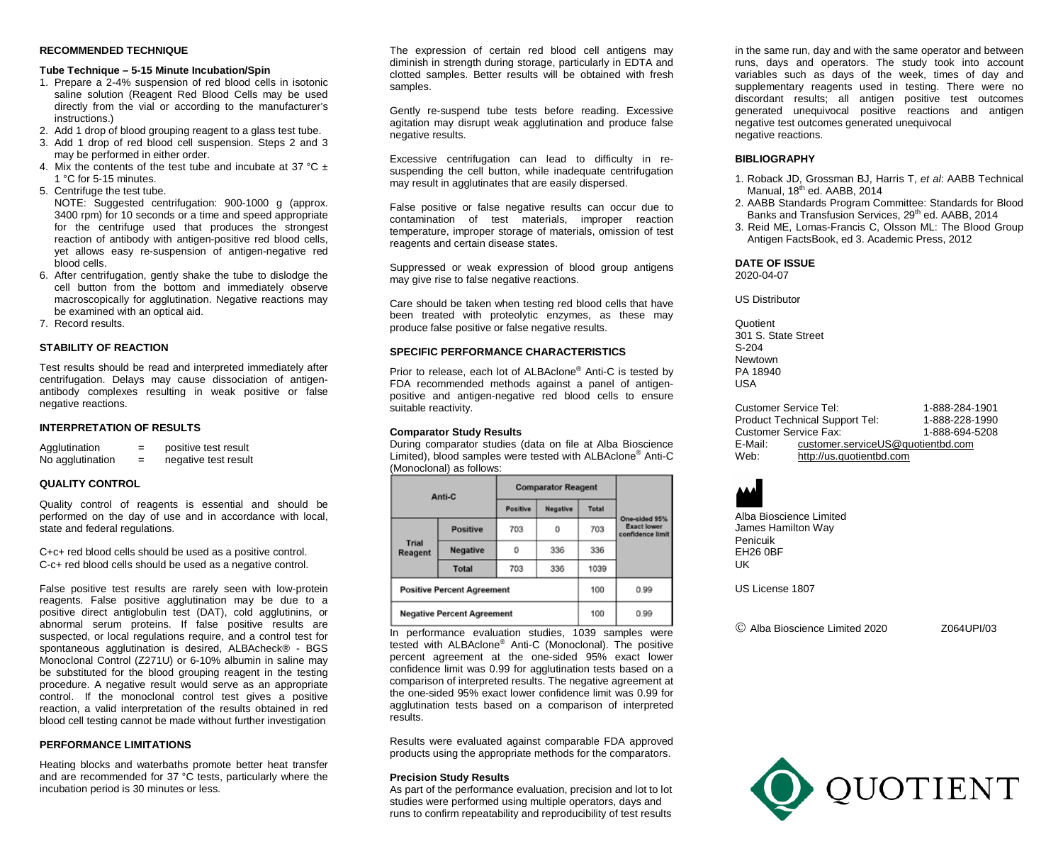## RECOMMENDED TECHNIQUE

### Tube Technique – 5-15 Minute Incubation/Spin

1. Prepare a 2-4% suspension of red blood cells in isotonic saline solution (Reagent Red Blood Cells may be used directly from the vial or according to the manufacturer's instructions.)
2. Add 1 drop of blood grouping reagent to a glass test tube.
3. Add 1 drop of red blood cell suspension. Steps 2 and 3 may be performed in either order.
4. Mix the contents of the test tube and incubate at 37 °C ± 1 °C for 5-15 minutes.
5. Centrifuge the test tube.
   NOTE: Suggested centrifugation: 900-1000 g (approx. 3400 rpm) for 10 seconds or a time and speed appropriate for the centrifuge used that produces the strongest reaction of antibody with antigen-positive red blood cells, yet allows easy re-suspension of antigen-negative red blood cells.
6. After centrifugation, gently shake the tube to dislodge the cell button from the bottom and immediately observe macroscopically for agglutination. Negative reactions may be examined with an optical aid.
7. Record results.

## STABILITY OF REACTION

Test results should be read and interpreted immediately after centrifugation. Delays may cause dissociation of antigen-antibody complexes resulting in weak positive or false negative reactions.

## INTERPRETATION OF RESULTS

| | | |
|---|---|---|
| Agglutination | = | positive test result |
| No agglutination | = | negative test result |

## QUALITY CONTROL

Quality control of reagents is essential and should be performed on the day of use and in accordance with local, state and federal regulations.

C+c+ red blood cells should be used as a positive control.
C-c+ red blood cells should be used as a negative control.

False positive test results are rarely seen with low-protein reagents. False positive agglutination may be due to a positive direct antiglobulin test (DAT), cold agglutinins, or abnormal serum proteins. If false positive results are suspected, or local regulations require, and a control test for spontaneous agglutination is desired, ALBAcheck® - BGS Monoclonal Control (Z271U) or 6-10% albumin in saline may be substituted for the blood grouping reagent in the testing procedure. A negative result would serve as an appropriate control. If the monoclonal control test gives a positive reaction, a valid interpretation of the results obtained in red blood cell testing cannot be made without further investigation

## PERFORMANCE LIMITATIONS

Heating blocks and waterbaths promote better heat transfer and are recommended for 37 °C tests, particularly where the incubation period is 30 minutes or less.

The expression of certain red blood cell antigens may diminish in strength during storage, particularly in EDTA and clotted samples. Better results will be obtained with fresh samples.

Gently re-suspend tube tests before reading. Excessive agitation may disrupt weak agglutination and produce false negative results.

Excessive centrifugation can lead to difficulty in re-suspending the cell button, while inadequate centrifugation may result in agglutinates that are easily dispersed.

False positive or false negative results can occur due to contamination of test materials, improper reaction temperature, improper storage of materials, omission of test reagents and certain disease states.

Suppressed or weak expression of blood group antigens may give rise to false negative reactions.

Care should be taken when testing red blood cells that have been treated with proteolytic enzymes, as these may produce false positive or false negative results.

## SPECIFIC PERFORMANCE CHARACTERISTICS

Prior to release, each lot of ALBAclone® Anti-C is tested by FDA recommended methods against a panel of antigen-positive and antigen-negative red blood cells to ensure suitable reactivity.

### Comparator Study Results

During comparator studies (data on file at Alba Bioscience Limited), blood samples were tested with ALBAclone® Anti-C (Monoclonal) as follows:

| Anti-C | | Comparator Reagent | | | One-sided 95% Exact lower confidence limit |
|---|---|---|---|---|---|
| | | Positive | Negative | Total | |
| Trial Reagent | Positive | 703 | 0 | 703 | |
| | Negative | 0 | 336 | 336 | |
| | Total | 703 | 336 | 1039 | |
| Positive Percent Agreement | | | | 100 | 0.99 |
| Negative Percent Agreement | | | | 100 | 0.99 |

In performance evaluation studies, 1039 samples were tested with ALBAclone® Anti-C (Monoclonal). The positive percent agreement at the one-sided 95% exact lower confidence limit was 0.99 for agglutination tests based on a comparison of interpreted results. The negative agreement at the one-sided 95% exact lower confidence limit was 0.99 for agglutination tests based on a comparison of interpreted results.

Results were evaluated against comparable FDA approved products using the appropriate methods for the comparators.

### Precision Study Results

As part of the performance evaluation, precision and lot to lot studies were performed using multiple operators, days and runs to confirm repeatability and reproducibility of test results in the same run, day and with the same operator and between runs, days and operators. The study took into account variables such as days of the week, times of day and supplementary reagents used in testing. There were no discordant results; all antigen positive test outcomes generated unequivocal positive reactions and antigen negative test outcomes generated unequivocal negative reactions.

## BIBLIOGRAPHY

1. Roback JD, Grossman BJ, Harris T, *et al*: AABB Technical Manual, 18th ed. AABB, 2014
2. AABB Standards Program Committee: Standards for Blood Banks and Transfusion Services, 29th ed. AABB, 2014
3. Reid ME, Lomas-Francis C, Olsson ML: The Blood Group Antigen FactsBook, ed 3. Academic Press, 2012

## DATE OF ISSUE

2020-04-07

US Distributor

Quotient
301 S. State Street
S-204
Newtown
PA 18940
USA

| | | |
|---|---|---|
| Customer Service Tel: | | 1-888-284-1901 |
| Product Technical Support Tel: | | 1-888-228-1990 |
| Customer Service Fax: | | 1-888-694-5208 |
| E-Mail: | customer.serviceUS@quotientbd.com | |
| Web: | http://us.quotientbd.com | |

Alba Bioscience Limited
James Hamilton Way
Penicuik
EH26 0BF
UK

US License 1807

© Alba Bioscience Limited 2020 Z064UPI/03

QUOTIENT